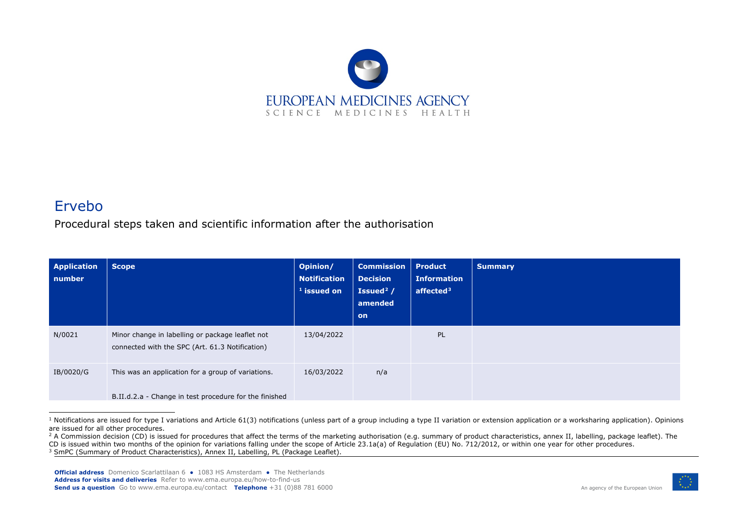# Ervebo

Procedural steps taken and scientific information after the authorisation

| Application number | Scope | Opinion/ Notification [1] issued on | Commission Decision Issued[2] / amended on | Product Information affected[3] | Summary |
|---|---|---|---|---|---|
| N/0021 | Minor change in labelling or package leaflet not connected with the SPC (Art. 61.3 Notification) | 13/04/2022 | | PL | |
| IB/0020/G | This was an application for a group of variations.<br><br>B.II.d.2.a - Change in test procedure for the finished | 16/03/2022 | n/a | | |

[1] Notifications are issued for type I variations and Article 61(3) notifications (unless part of a group including a type II variation or extension application or a worksharing application). Opinions are issued for all other procedures.

[2] A Commission decision (CD) is issued for procedures that affect the terms of the marketing authorisation (e.g. summary of product characteristics, annex II, labelling, package leaflet). The CD is issued within two months of the opinion for variations falling under the scope of Article 23.1a(a) of Regulation (EU) No. 712/2012, or within one year for other procedures.

[3] SmPC (Summary of Product Characteristics), Annex II, Labelling, PL (Package Leaflet).

**Official address** Domenico Scarlattilaan 6 ● 1083 HS Amsterdam ● The Netherlands
**Address for visits and deliveries** Refer to www.ema.europa.eu/how-to-find-us
**Send us a question** Go to www.ema.europa.eu/contact **Telephone** +31 (0)88 781 6000

An agency of the European Union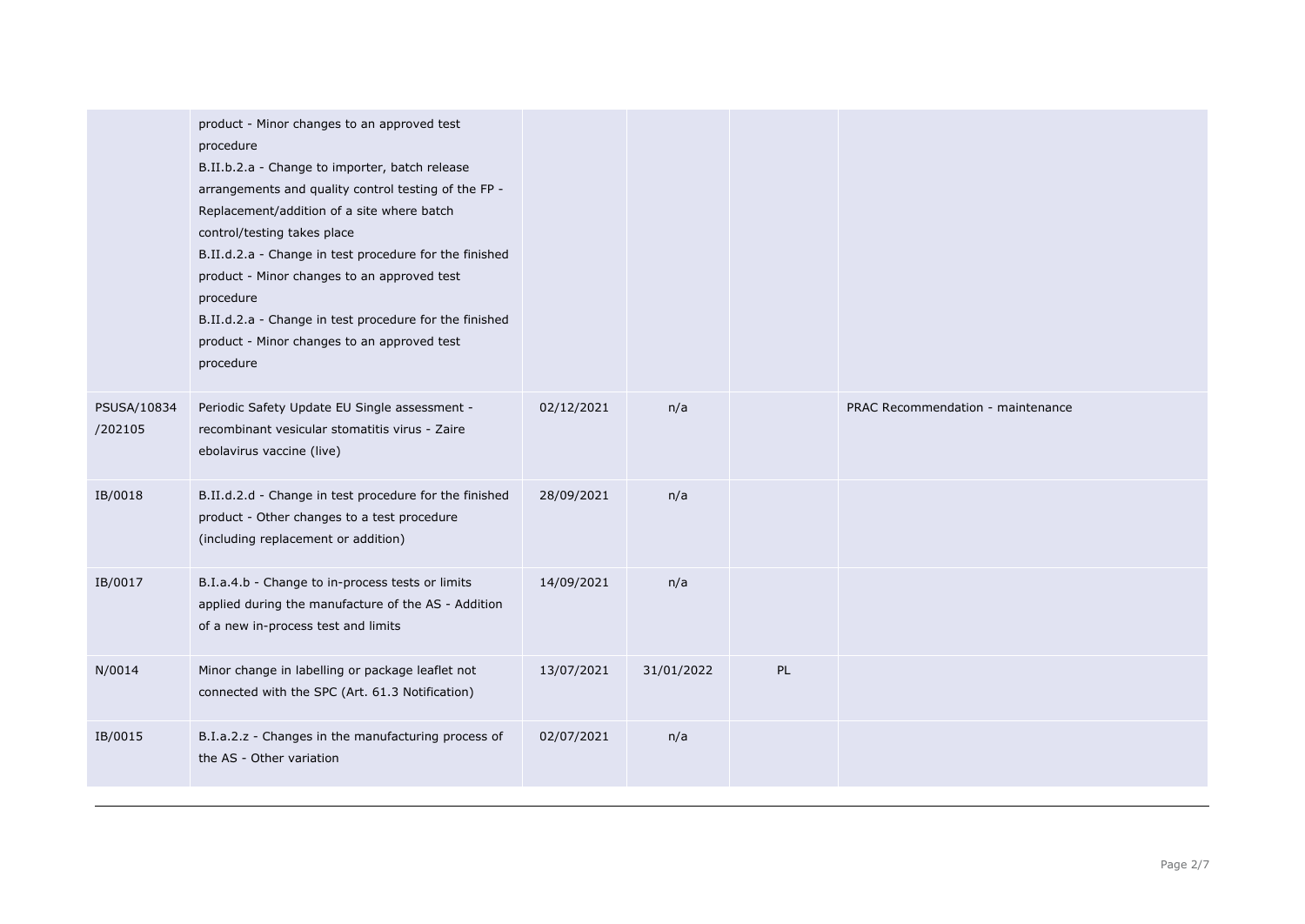| | | | | | |
|---|---|---|---|---|---|
| | product - Minor changes to an approved test procedure<br>B.II.b.2.a - Change to importer, batch release arrangements and quality control testing of the FP - Replacement/addition of a site where batch control/testing takes place<br>B.II.d.2.a - Change in test procedure for the finished product - Minor changes to an approved test procedure<br>B.II.d.2.a - Change in test procedure for the finished product - Minor changes to an approved test procedure | | | | |
| PSUSA/10834/202105 | Periodic Safety Update EU Single assessment - recombinant vesicular stomatitis virus - Zaire ebolavirus vaccine (live) | 02/12/2021 | n/a | | PRAC Recommendation - maintenance |
| IB/0018 | B.II.d.2.d - Change in test procedure for the finished product - Other changes to a test procedure (including replacement or addition) | 28/09/2021 | n/a | | |
| IB/0017 | B.I.a.4.b - Change to in-process tests or limits applied during the manufacture of the AS - Addition of a new in-process test and limits | 14/09/2021 | n/a | | |
| N/0014 | Minor change in labelling or package leaflet not connected with the SPC (Art. 61.3 Notification) | 13/07/2021 | 31/01/2022 | PL | |
| IB/0015 | B.I.a.2.z - Changes in the manufacturing process of the AS - Other variation | 02/07/2021 | n/a | | |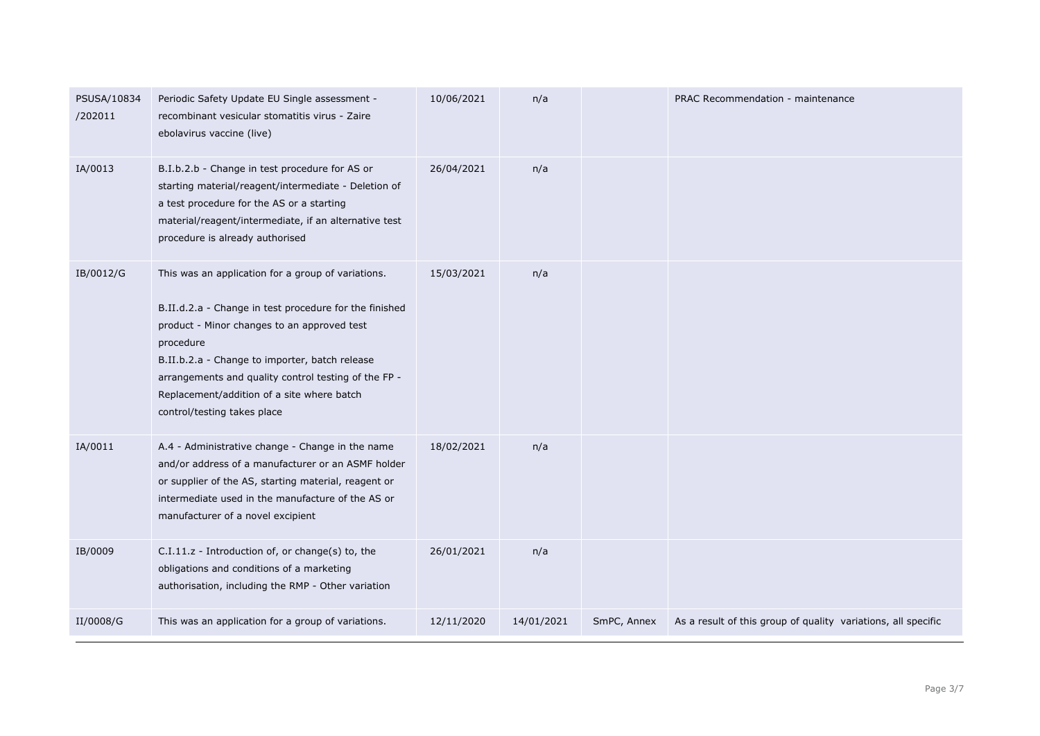| | | | | | |
|---|---|---|---|---|---|
| PSUSA/10834/202011 | Periodic Safety Update EU Single assessment - recombinant vesicular stomatitis virus - Zaire ebolavirus vaccine (live) | 10/06/2021 | n/a | | PRAC Recommendation - maintenance |
| IA/0013 | B.I.b.2.b - Change in test procedure for AS or starting material/reagent/intermediate - Deletion of a test procedure for the AS or a starting material/reagent/intermediate, if an alternative test procedure is already authorised | 26/04/2021 | n/a | | |
| IB/0012/G | This was an application for a group of variations.<br><br>B.II.d.2.a - Change in test procedure for the finished product - Minor changes to an approved test procedure<br>B.II.b.2.a - Change to importer, batch release arrangements and quality control testing of the FP - Replacement/addition of a site where batch control/testing takes place | 15/03/2021 | n/a | | |
| IA/0011 | A.4 - Administrative change - Change in the name and/or address of a manufacturer or an ASMF holder or supplier of the AS, starting material, reagent or intermediate used in the manufacture of the AS or manufacturer of a novel excipient | 18/02/2021 | n/a | | |
| IB/0009 | C.I.11.z - Introduction of, or change(s) to, the obligations and conditions of a marketing authorisation, including the RMP - Other variation | 26/01/2021 | n/a | | |
| II/0008/G | This was an application for a group of variations. | 12/11/2020 | 14/01/2021 | SmPC, Annex | As a result of this group of quality variations, all specific |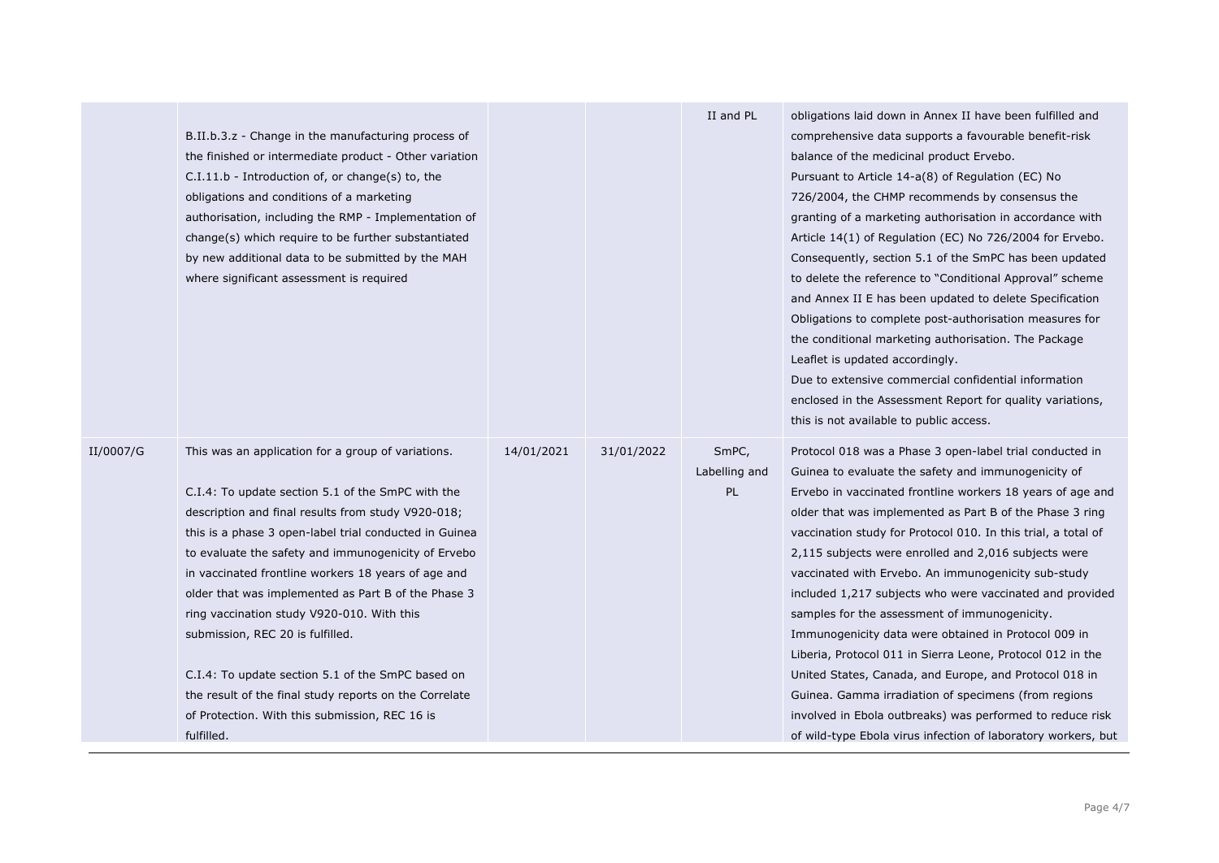| | | | | | |
|---|---|---|---|---|---|
| | B.II.b.3.z - Change in the manufacturing process of the finished or intermediate product - Other variation<br>C.I.11.b - Introduction of, or change(s) to, the obligations and conditions of a marketing authorisation, including the RMP - Implementation of change(s) which require to be further substantiated by new additional data to be submitted by the MAH where significant assessment is required | | | II and PL | obligations laid down in Annex II have been fulfilled and comprehensive data supports a favourable benefit-risk balance of the medicinal product Ervebo.<br>Pursuant to Article 14-a(8) of Regulation (EC) No 726/2004, the CHMP recommends by consensus the granting of a marketing authorisation in accordance with Article 14(1) of Regulation (EC) No 726/2004 for Ervebo. Consequently, section 5.1 of the SmPC has been updated to delete the reference to "Conditional Approval" scheme and Annex II E has been updated to delete Specification Obligations to complete post-authorisation measures for the conditional marketing authorisation. The Package Leaflet is updated accordingly.<br>Due to extensive commercial confidential information enclosed in the Assessment Report for quality variations, this is not available to public access. |
| II/0007/G | This was an application for a group of variations.<br><br>C.I.4: To update section 5.1 of the SmPC with the description and final results from study V920-018; this is a phase 3 open-label trial conducted in Guinea to evaluate the safety and immunogenicity of Ervebo in vaccinated frontline workers 18 years of age and older that was implemented as Part B of the Phase 3 ring vaccination study V920-010. With this submission, REC 20 is fulfilled.<br><br>C.I.4: To update section 5.1 of the SmPC based on the result of the final study reports on the Correlate of Protection. With this submission, REC 16 is fulfilled. | 14/01/2021 | 31/01/2022 | SmPC, Labelling and PL | Protocol 018 was a Phase 3 open-label trial conducted in Guinea to evaluate the safety and immunogenicity of Ervebo in vaccinated frontline workers 18 years of age and older that was implemented as Part B of the Phase 3 ring vaccination study for Protocol 010. In this trial, a total of 2,115 subjects were enrolled and 2,016 subjects were vaccinated with Ervebo. An immunogenicity sub-study included 1,217 subjects who were vaccinated and provided samples for the assessment of immunogenicity.<br>Immunogenicity data were obtained in Protocol 009 in Liberia, Protocol 011 in Sierra Leone, Protocol 012 in the United States, Canada, and Europe, and Protocol 018 in Guinea. Gamma irradiation of specimens (from regions involved in Ebola outbreaks) was performed to reduce risk of wild-type Ebola virus infection of laboratory workers, but |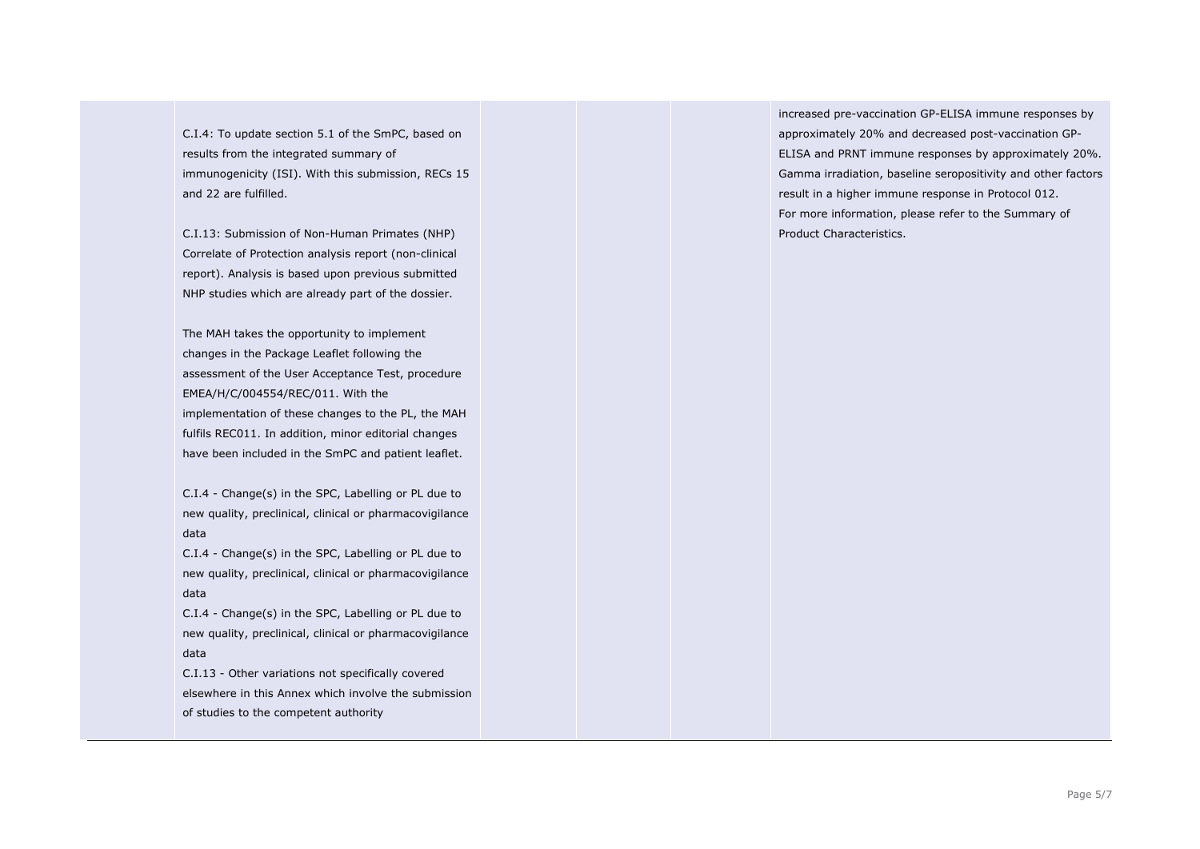| | | | | | |
|---|---|---|---|---|---|
| | C.I.4: To update section 5.1 of the SmPC, based on results from the integrated summary of immunogenicity (ISI). With this submission, RECs 15 and 22 are fulfilled.<br><br>C.I.13: Submission of Non-Human Primates (NHP) Correlate of Protection analysis report (non-clinical report). Analysis is based upon previous submitted NHP studies which are already part of the dossier.<br><br>The MAH takes the opportunity to implement changes in the Package Leaflet following the assessment of the User Acceptance Test, procedure EMEA/H/C/004554/REC/011. With the implementation of these changes to the PL, the MAH fulfils REC011. In addition, minor editorial changes have been included in the SmPC and patient leaflet.<br><br>C.I.4 - Change(s) in the SPC, Labelling or PL due to new quality, preclinical, clinical or pharmacovigilance data<br>C.I.4 - Change(s) in the SPC, Labelling or PL due to new quality, preclinical, clinical or pharmacovigilance data<br>C.I.4 - Change(s) in the SPC, Labelling or PL due to new quality, preclinical, clinical or pharmacovigilance data<br>C.I.13 - Other variations not specifically covered elsewhere in this Annex which involve the submission of studies to the competent authority | | | | increased pre-vaccination GP-ELISA immune responses by approximately 20% and decreased post-vaccination GP-ELISA and PRNT immune responses by approximately 20%. Gamma irradiation, baseline seropositivity and other factors result in a higher immune response in Protocol 012.<br>For more information, please refer to the Summary of Product Characteristics. |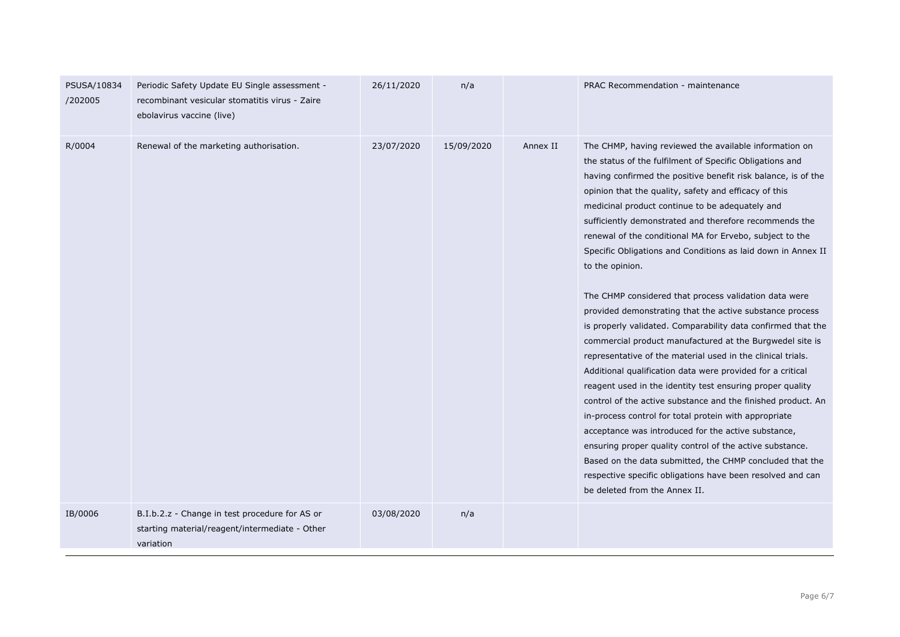| | | | | | |
|---|---|---|---|---|---|
| PSUSA/10834 /202005 | Periodic Safety Update EU Single assessment - recombinant vesicular stomatitis virus - Zaire ebolavirus vaccine (live) | 26/11/2020 | n/a | | PRAC Recommendation - maintenance |
| R/0004 | Renewal of the marketing authorisation. | 23/07/2020 | 15/09/2020 | Annex II | The CHMP, having reviewed the available information on the status of the fulfilment of Specific Obligations and having confirmed the positive benefit risk balance, is of the opinion that the quality, safety and efficacy of this medicinal product continue to be adequately and sufficiently demonstrated and therefore recommends the renewal of the conditional MA for Ervebo, subject to the Specific Obligations and Conditions as laid down in Annex II to the opinion.<br><br>The CHMP considered that process validation data were provided demonstrating that the active substance process is properly validated. Comparability data confirmed that the commercial product manufactured at the Burgwedel site is representative of the material used in the clinical trials. Additional qualification data were provided for a critical reagent used in the identity test ensuring proper quality control of the active substance and the finished product. An in-process control for total protein with appropriate acceptance was introduced for the active substance, ensuring proper quality control of the active substance. Based on the data submitted, the CHMP concluded that the respective specific obligations have been resolved and can be deleted from the Annex II. |
| IB/0006 | B.I.b.2.z - Change in test procedure for AS or starting material/reagent/intermediate - Other variation | 03/08/2020 | n/a | | |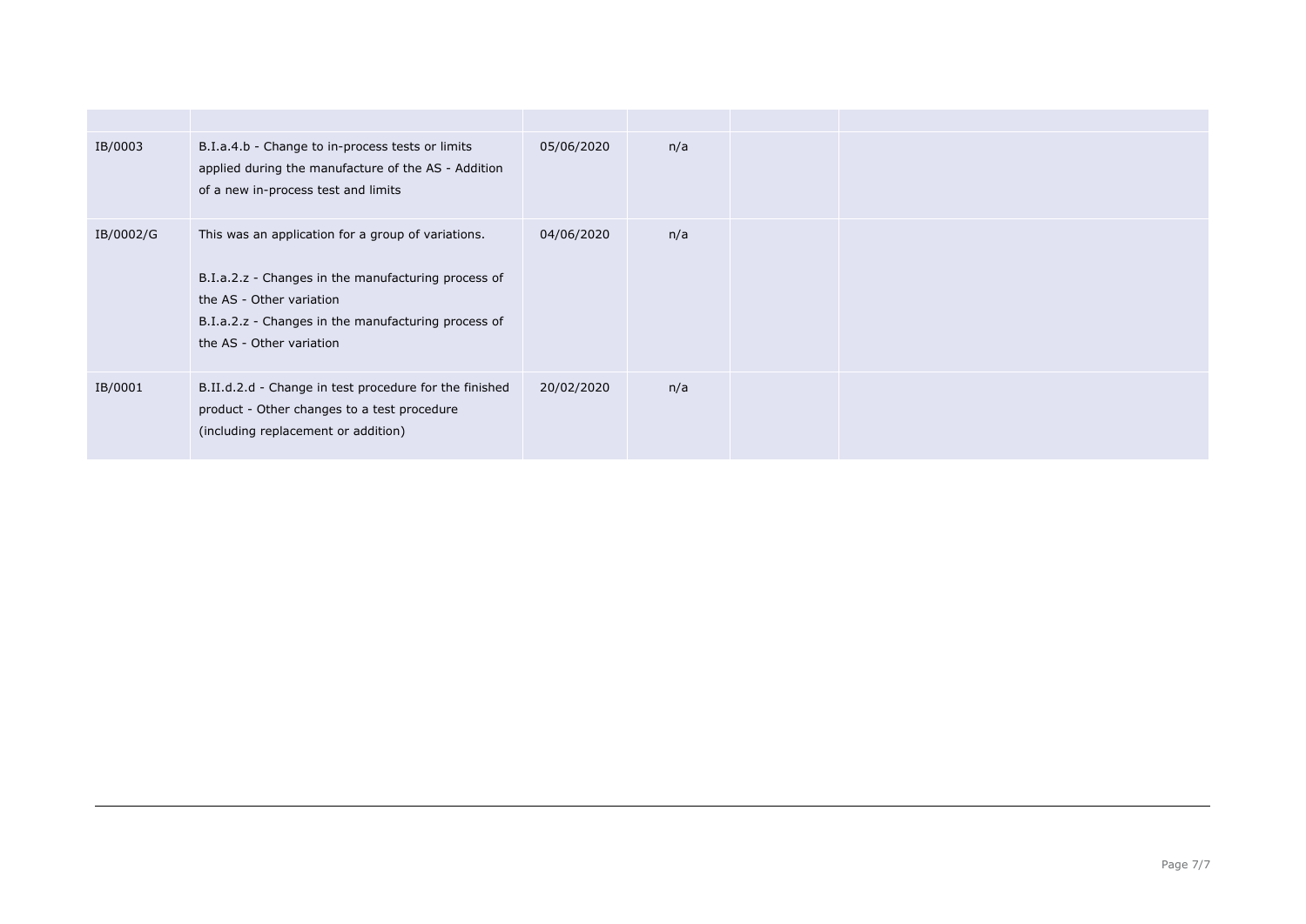| | | | | | |
|---|---|---|---|---|---|
| IB/0003 | B.I.a.4.b - Change to in-process tests or limits applied during the manufacture of the AS - Addition of a new in-process test and limits | 05/06/2020 | n/a | | |
| IB/0002/G | This was an application for a group of variations.<br><br>B.I.a.2.z - Changes in the manufacturing process of the AS - Other variation<br>B.I.a.2.z - Changes in the manufacturing process of the AS - Other variation | 04/06/2020 | n/a | | |
| IB/0001 | B.II.d.2.d - Change in test procedure for the finished product - Other changes to a test procedure (including replacement or addition) | 20/02/2020 | n/a | | |